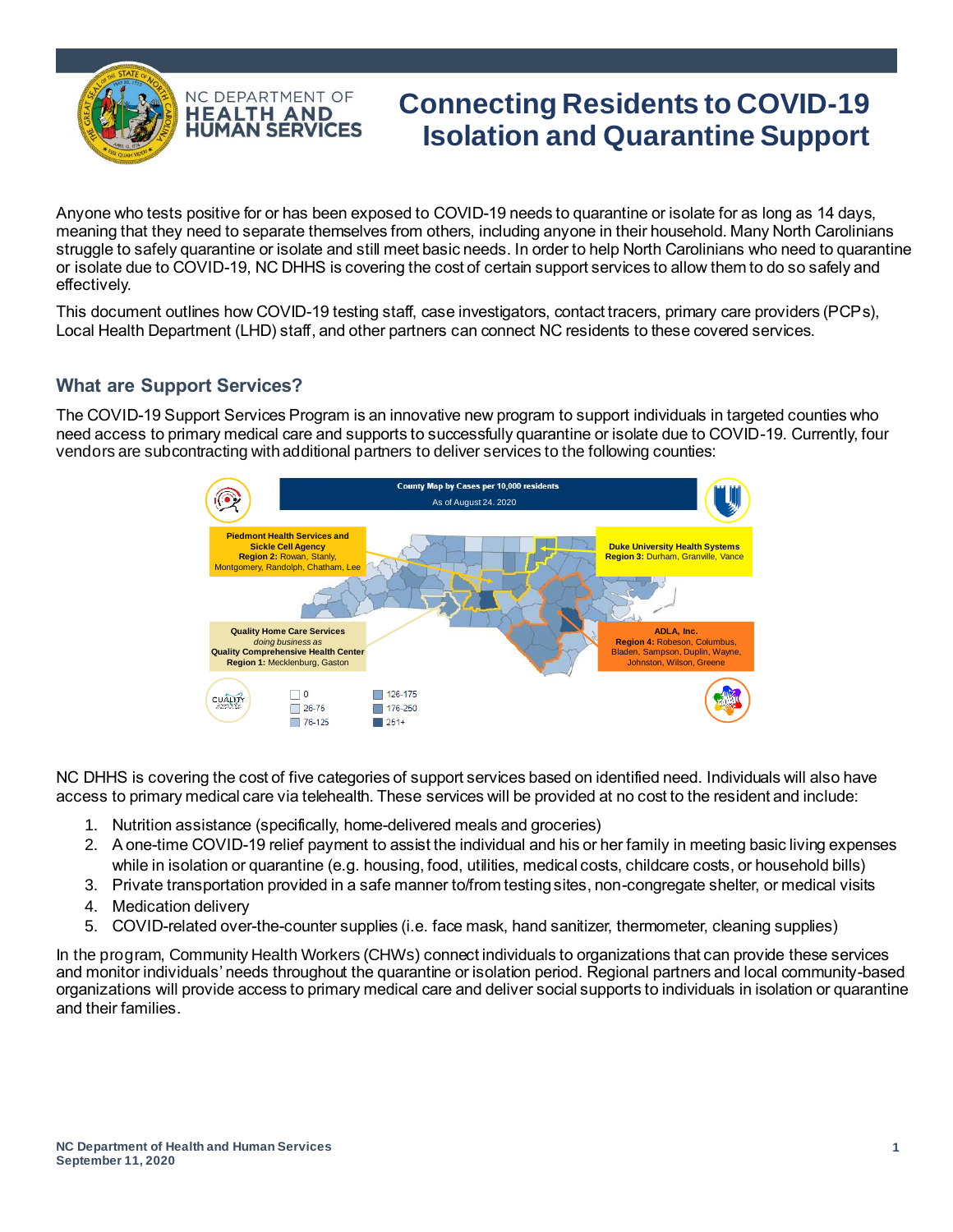# Connecting Residents to COVID-19 Isolation and Quarantine Support

Anyone who tests positive for or has been exposed to COVID-19 needs to quarantine or isolate for as long as 14 days, meaning that they need to separate themselves from others, including anyone in their household. Many North Carolinians struggle to safely quarantine or isolate and still meet basic needs. In order to help North Carolinians who need to quarantine or isolate due to COVID-19, NC DHHS is covering the cost of certain support services to allow them to do so safely and effectively.

This document outlines how COVID-19 testing staff, case investigators, contact tracers, primary care providers (PCPs), Local Health Department (LHD) staff, and other partners can connect NC residents to these covered services.

## What are Support Services?

The COVID-19 Support Services Program is an innovative new program to support individuals in targeted counties who need access to primary medical care and supports to successfully quarantine or isolate due to COVID-19. Currently, four vendors are subcontracting with additional partners to deliver services to the following counties:

**County Map by Cases per 10,000 residents**
As of August 24, 2020

**Piedmont Health Services and Sickle Cell Agency**
**Region 2:** Rowan, Stanly, Montgomery, Randolph, Chatham, Lee

**Duke University Health Systems**
**Region 3:** Durham, Granville, Vance

**Quality Home Care Services** *doing business as* **Quality Comprehensive Health Center**
**Region 1:** Mecklenburg, Gaston

**ADLA, Inc.**
**Region 4:** Robeson, Columbus, Bladen, Sampson, Duplin, Wayne, Johnston, Wilson, Greene

Legend: 0; 26-75; 76-125; 126-175; 176-250; 251+

NC DHHS is covering the cost of five categories of support services based on identified need. Individuals will also have access to primary medical care via telehealth. These services will be provided at no cost to the resident and include:

1. Nutrition assistance (specifically, home-delivered meals and groceries)
2. A one-time COVID-19 relief payment to assist the individual and his or her family in meeting basic living expenses while in isolation or quarantine (e.g. housing, food, utilities, medical costs, childcare costs, or household bills)
3. Private transportation provided in a safe manner to/from testing sites, non-congregate shelter, or medical visits
4. Medication delivery
5. COVID-related over-the-counter supplies (i.e. face mask, hand sanitizer, thermometer, cleaning supplies)

In the program, Community Health Workers (CHWs) connect individuals to organizations that can provide these services and monitor individuals' needs throughout the quarantine or isolation period. Regional partners and local community-based organizations will provide access to primary medical care and deliver social supports to individuals in isolation or quarantine and their families.

**NC Department of Health and Human Services**
**September 11, 2020**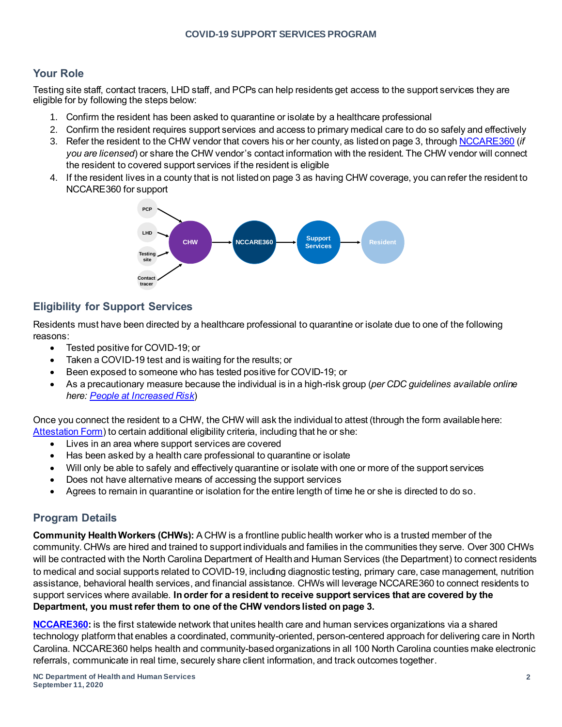## Your Role

Testing site staff, contact tracers, LHD staff, and PCPs can help residents get access to the support services they are eligible for by following the steps below:

1. Confirm the resident has been asked to quarantine or isolate by a healthcare professional
2. Confirm the resident requires support services and access to primary medical care to do so safely and effectively
3. Refer the resident to the CHW vendor that covers his or her county, as listed on page 3, through NCCARE360 (*if you are licensed*) or share the CHW vendor's contact information with the resident. The CHW vendor will connect the resident to covered support services if the resident is eligible
4. If the resident lives in a county that is not listed on page 3 as having CHW coverage, you can refer the resident to NCCARE360 for support

PCP, LHD, Testing site, Contact tracer → CHW → NCCARE360 → Support Services → Resident

## Eligibility for Support Services

Residents must have been directed by a healthcare professional to quarantine or isolate due to one of the following reasons:

- Tested positive for COVID-19; or
- Taken a COVID-19 test and is waiting for the results; or
- Been exposed to someone who has tested positive for COVID-19; or
- As a precautionary measure because the individual is in a high-risk group (*per CDC guidelines available online here: People at Increased Risk*)

Once you connect the resident to a CHW, the CHW will ask the individual to attest (through the form available here: Attestation Form) to certain additional eligibility criteria, including that he or she:

- Lives in an area where support services are covered
- Has been asked by a health care professional to quarantine or isolate
- Will only be able to safely and effectively quarantine or isolate with one or more of the support services
- Does not have alternative means of accessing the support services
- Agrees to remain in quarantine or isolation for the entire length of time he or she is directed to do so.

## Program Details

**Community Health Workers (CHWs):** A CHW is a frontline public health worker who is a trusted member of the community. CHWs are hired and trained to support individuals and families in the communities they serve. Over 300 CHWs will be contracted with the North Carolina Department of Health and Human Services (the Department) to connect residents to medical and social supports related to COVID-19, including diagnostic testing, primary care, case management, nutrition assistance, behavioral health services, and financial assistance. CHWs will leverage NCCARE360 to connect residents to support services where available. **In order for a resident to receive support services that are covered by the Department, you must refer them to one of the CHW vendors listed on page 3.**

**NCCARE360:** is the first statewide network that unites health care and human services organizations via a shared technology platform that enables a coordinated, community-oriented, person-centered approach for delivering care in North Carolina. NCCARE360 helps health and community-based organizations in all 100 North Carolina counties make electronic referrals, communicate in real time, securely share client information, and track outcomes together.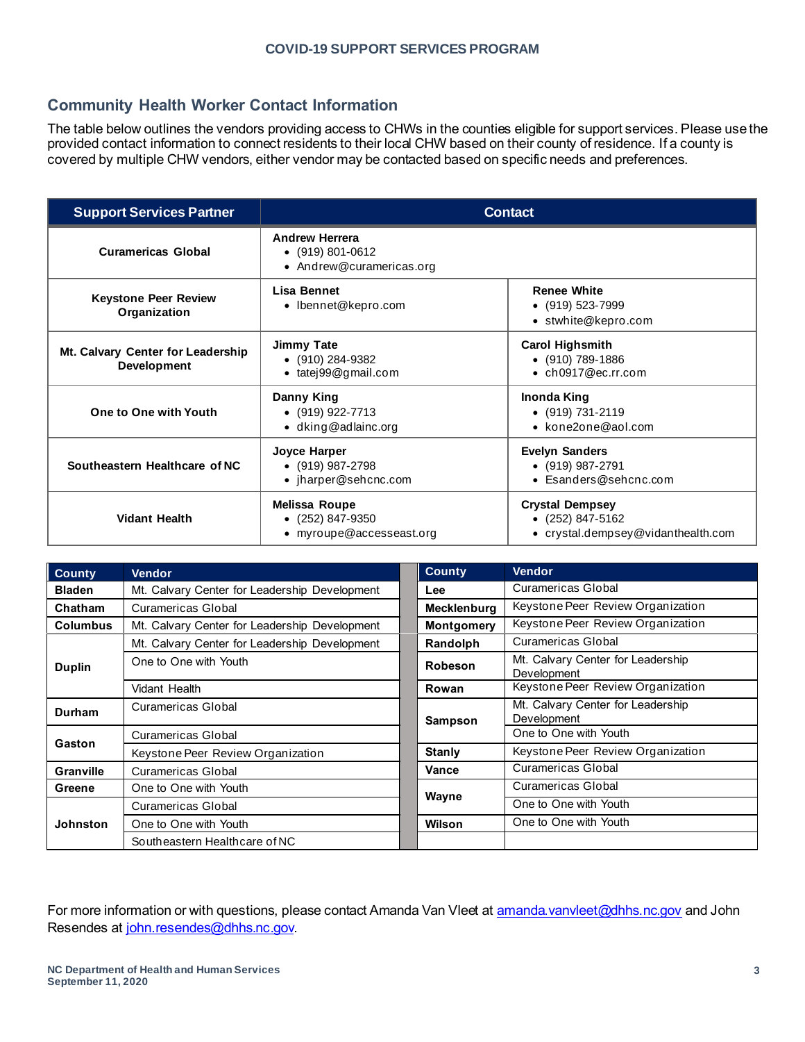## Community Health Worker Contact Information

The table below outlines the vendors providing access to CHWs in the counties eligible for support services. Please use the provided contact information to connect residents to their local CHW based on their county of residence. If a county is covered by multiple CHW vendors, either vendor may be contacted based on specific needs and preferences.

| Support Services Partner | Contact | |
|---|---|---|
| **Curamericas Global** | **Andrew Herrera**<br>• (919) 801-0612<br>• Andrew@curamericas.org | |
| **Keystone Peer Review Organization** | **Lisa Bennet**<br>• lbennet@kepro.com | **Renee White**<br>• (919) 523-7999<br>• stwhite@kepro.com |
| **Mt. Calvary Center for Leadership Development** | **Jimmy Tate**<br>• (910) 284-9382<br>• tatej99@gmail.com | **Carol Highsmith**<br>• (910) 789-1886<br>• ch0917@ec.rr.com |
| **One to One with Youth** | **Danny King**<br>• (919) 922-7713<br>• dking@adlainc.org | **Inonda King**<br>• (919) 731-2119<br>• kone2one@aol.com |
| **Southeastern Healthcare of NC** | **Joyce Harper**<br>• (919) 987-2798<br>• jharper@sehcnc.com | **Evelyn Sanders**<br>• (919) 987-2791<br>• Esanders@sehcnc.com |
| **Vidant Health** | **Melissa Roupe**<br>• (252) 847-9350<br>• myroupe@accesseast.org | **Crystal Dempsey**<br>• (252) 847-5162<br>• crystal.dempsey@vidanthealth.com |

| County | Vendor |
|---|---|
| **Bladen** | Mt. Calvary Center for Leadership Development |
| **Chatham** | Curamericas Global |
| **Columbus** | Mt. Calvary Center for Leadership Development |
| **Duplin** | Mt. Calvary Center for Leadership Development |
| | One to One with Youth |
| | Vidant Health |
| **Durham** | Curamericas Global |
| **Gaston** | Curamericas Global |
| | Keystone Peer Review Organization |
| **Granville** | Curamericas Global |
| **Greene** | One to One with Youth |
| **Johnston** | Curamericas Global |
| | One to One with Youth |
| | Southeastern Healthcare of NC |
| **Lee** | Curamericas Global |
| **Mecklenburg** | Keystone Peer Review Organization |
| **Montgomery** | Keystone Peer Review Organization |
| **Randolph** | Curamericas Global |
| **Robeson** | Mt. Calvary Center for Leadership Development |
| **Rowan** | Keystone Peer Review Organization |
| **Sampson** | Mt. Calvary Center for Leadership Development |
| | One to One with Youth |
| **Stanly** | Keystone Peer Review Organization |
| **Vance** | Curamericas Global |
| **Wayne** | Curamericas Global |
| | One to One with Youth |
| **Wilson** | One to One with Youth |

For more information or with questions, please contact Amanda Van Vleet at amanda.vanvleet@dhhs.nc.gov and John Resendes at john.resendes@dhhs.nc.gov.